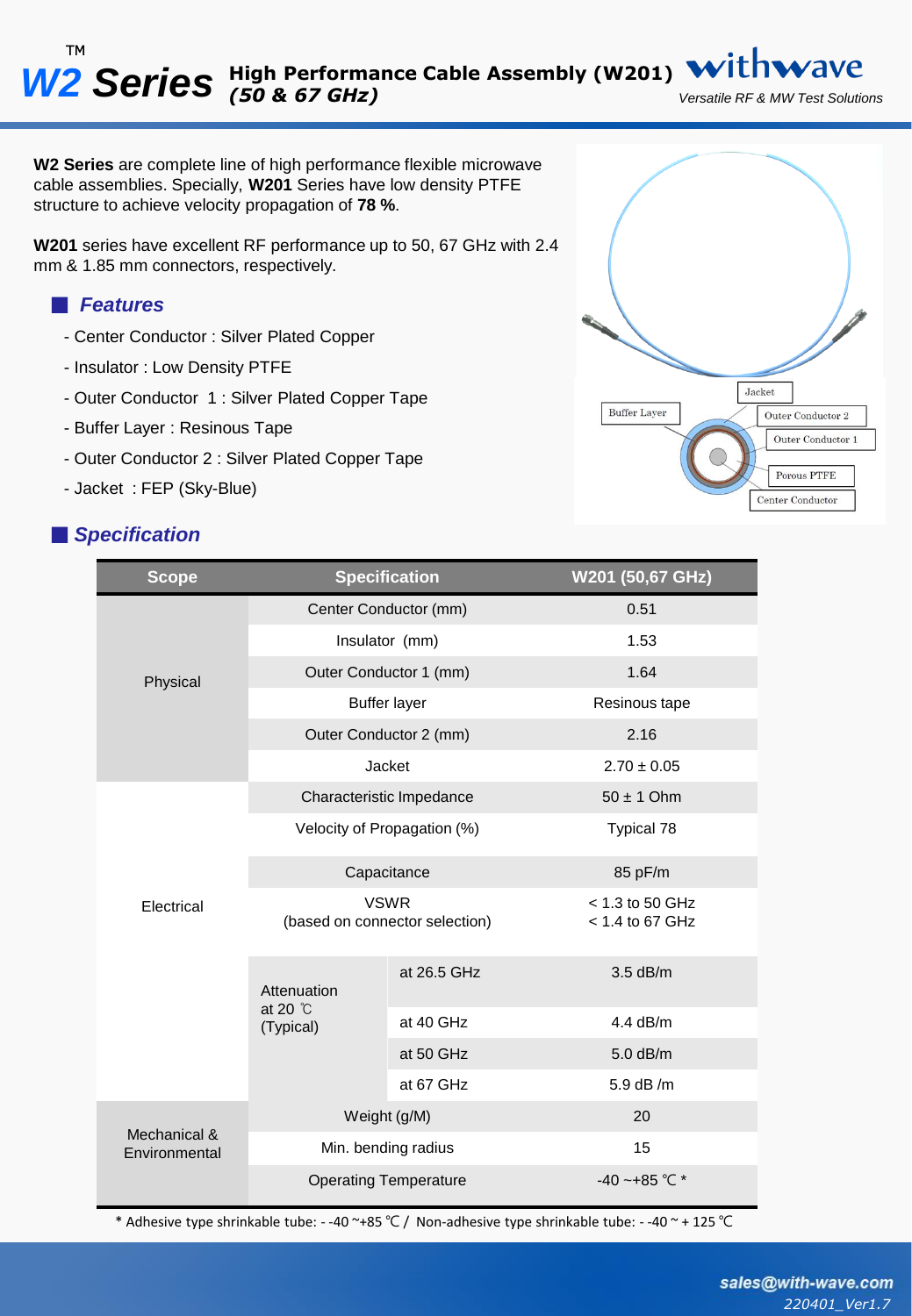# W2™ Series High Performance Cable Assembly (W201) *(50 & 67 GHz)*

withwave

*Versatile RF & MW Test Solutions*

**W2 Series** are complete line of high performance flexible microwave cable assemblies. Specially, **W201** Series have low density PTFE structure to achieve velocity propagation of **78 %**.

**W201** series have excellent RF performance up to 50, 67 GHz with 2.4 mm & 1.85 mm connectors, respectively.

## Features

- Center Conductor : Silver Plated Copper
- Insulator : Low Density PTFE
- Outer Conductor 1 : Silver Plated Copper Tape
- Buffer Layer : Resinous Tape
- Outer Conductor 2 : Silver Plated Copper Tape
- Jacket : FEP (Sky-Blue)

Jacket, Buffer Layer, Outer Conductor 2, Outer Conductor 1, Porous PTFE, Center Conductor

## Specification

| Scope | Specification | | W201 (50,67 GHz) |
|---|---|---|---|
| Physical | Center Conductor (mm) | | 0.51 |
| | Insulator (mm) | | 1.53 |
| | Outer Conductor 1 (mm) | | 1.64 |
| | Buffer layer | | Resinous tape |
| | Outer Conductor 2 (mm) | | 2.16 |
| | Jacket | | 2.70 ± 0.05 |
| Electrical | Characteristic Impedance | | 50 ± 1 Ohm |
| | Velocity of Propagation (%) | | Typical 78 |
| | Capacitance | | 85 pF/m |
| | VSWR (based on connector selection) | | < 1.3 to 50 GHz<br>< 1.4 to 67 GHz |
| | Attenuation at 20 ℃ (Typical) | at 26.5 GHz | 3.5 dB/m |
| | | at 40 GHz | 4.4 dB/m |
| | | at 50 GHz | 5.0 dB/m |
| | | at 67 GHz | 5.9 dB /m |
| Mechanical & Environmental | Weight (g/M) | | 20 |
| | Min. bending radius | | 15 |
| | Operating Temperature | | -40 ~+85 ℃ * |

\* Adhesive type shrinkable tube: - -40 ~+85 ℃ / Non-adhesive type shrinkable tube: - -40 ~ + 125 ℃

sales@with-wave.com

*220401_Ver1.7*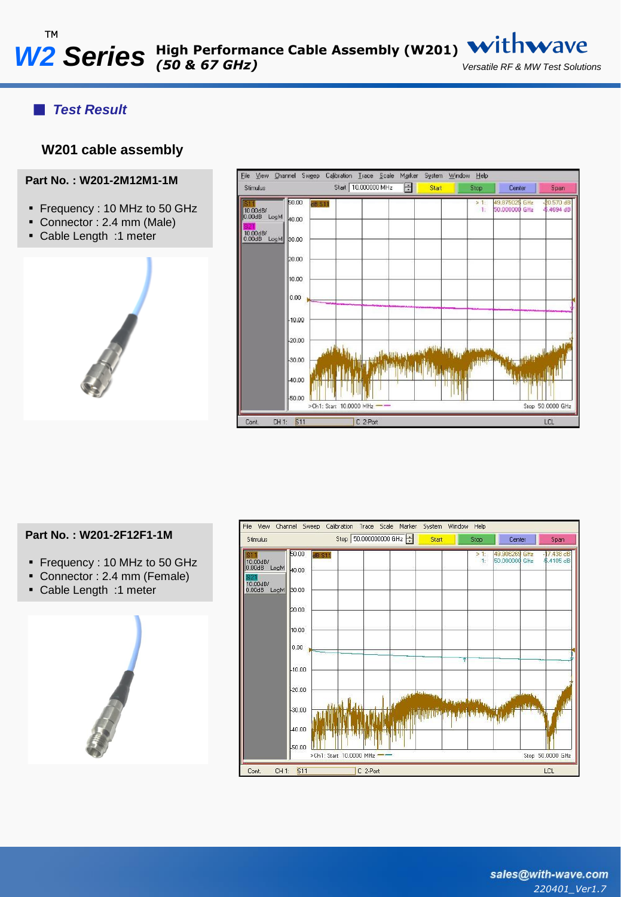## Test Result

### W201 cable assembly

**Part No. : W201-2M12M1-1M**

- Frequency : 10 MHz to 50 GHz
- Connector : 2.4 mm (Male)
- Cable Length :1 meter

**Part No. : W201-2F12F1-1M**

- Frequency : 10 MHz to 50 GHz
- Connector : 2.4 mm (Female)
- Cable Length :1 meter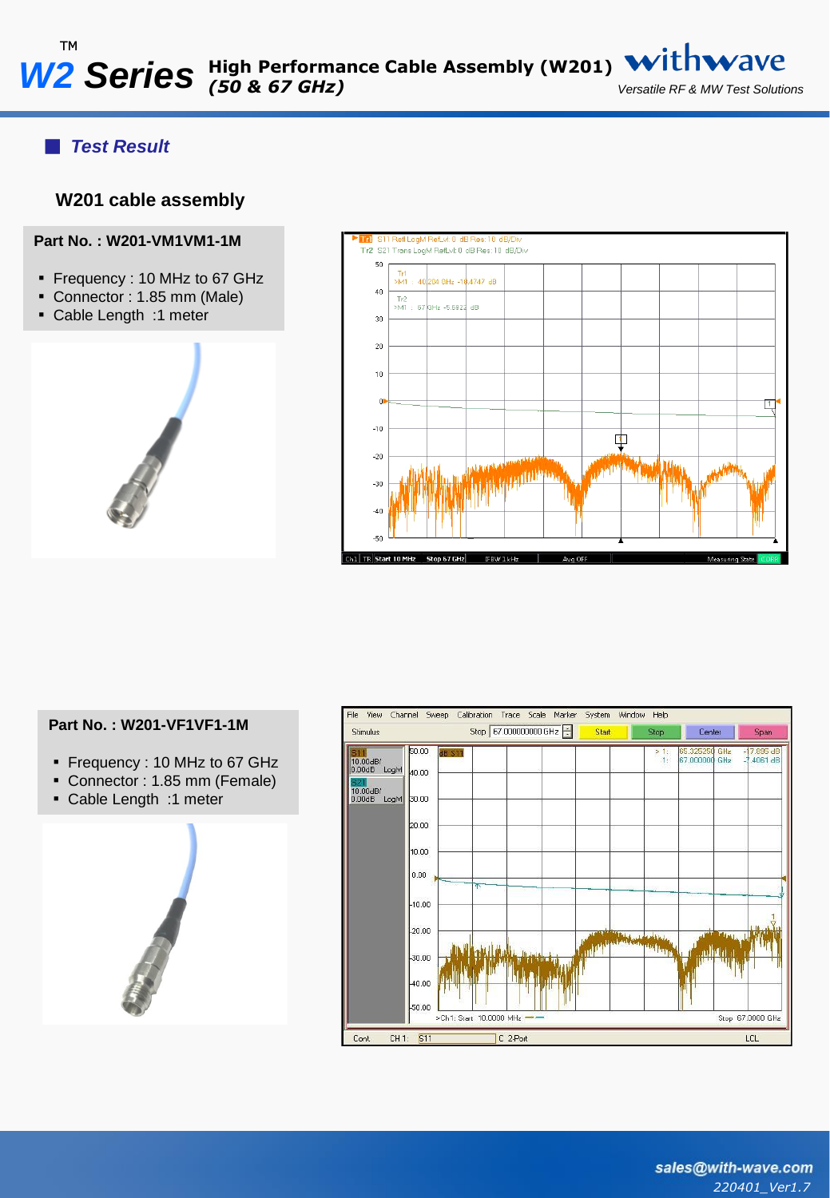## Test Result

### W201 cable assembly

**Part No. : W201-VM1VM1-1M**

- Frequency : 10 MHz to 67 GHz
- Connector : 1.85 mm (Male)
- Cable Length :1 meter

**Part No. : W201-VF1VF1-1M**

- Frequency : 10 MHz to 67 GHz
- Connector : 1.85 mm (Female)
- Cable Length :1 meter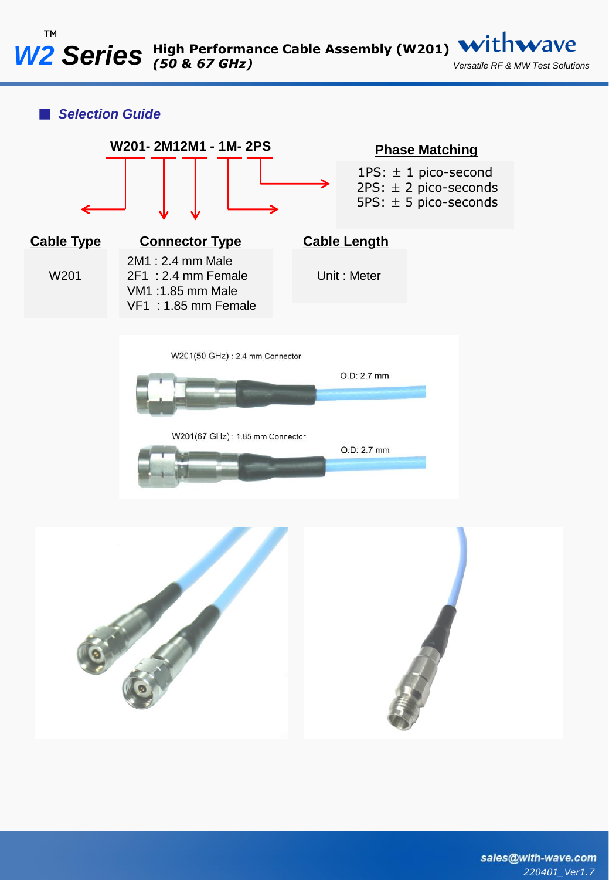## Selection Guide

**W201- 2M12M1 - 1M- 2PS**

| Cable Type | Connector Type | Cable Length | Phase Matching |
|---|---|---|---|
| W201 | 2M1 : 2.4 mm Male<br>2F1 : 2.4 mm Female<br>VM1 :1.85 mm Male<br>VF1 : 1.85 mm Female | Unit : Meter | 1PS: ± 1 pico-second<br>2PS: ± 2 pico-seconds<br>5PS: ± 5 pico-seconds |

W201(50 GHz) : 2.4 mm Connector

O.D: 2.7 mm

W201(67 GHz) : 1.85 mm Connector

O.D: 2.7 mm

sales@with-wave.com

220401_Ver1.7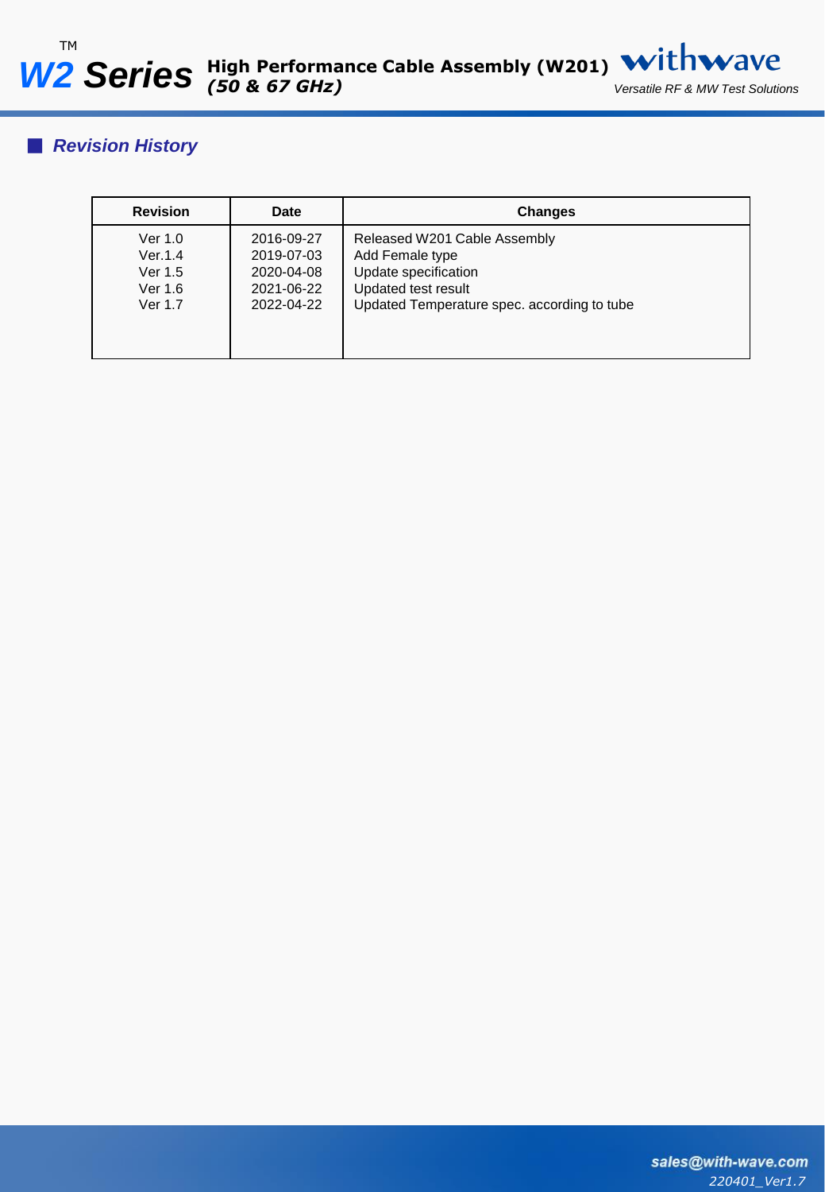## Revision History

| Revision | Date | Changes |
|---|---|---|
| Ver 1.0 | 2016-09-27 | Released W201 Cable Assembly |
| Ver.1.4 | 2019-07-03 | Add Female type |
| Ver 1.5 | 2020-04-08 | Update specification |
| Ver 1.6 | 2021-06-22 | Updated test result |
| Ver 1.7 | 2022-04-22 | Updated Temperature spec. according to tube |